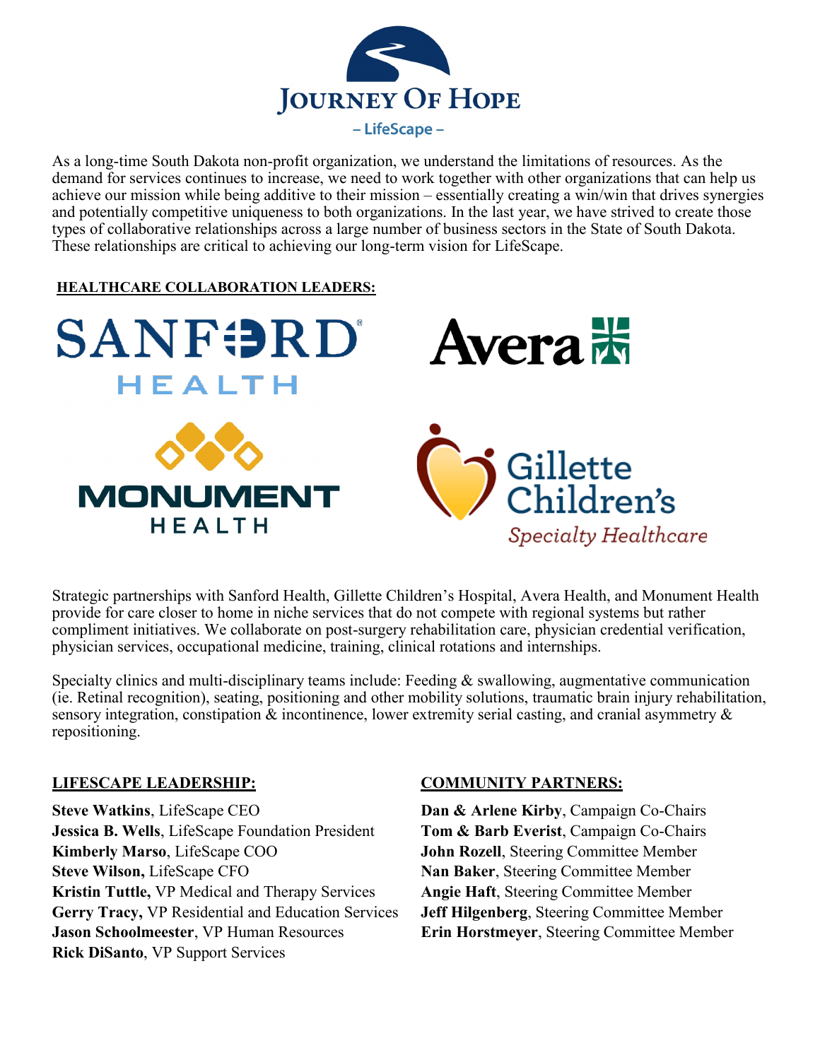# Journey Of Hope

– LifeScape –

As a long-time South Dakota non-profit organization, we understand the limitations of resources. As the demand for services continues to increase, we need to work together with other organizations that can help us achieve our mission while being additive to their mission – essentially creating a win/win that drives synergies and potentially competitive uniqueness to both organizations. In the last year, we have strived to create those types of collaborative relationships across a large number of business sectors in the State of South Dakota. These relationships are critical to achieving our long-term vision for LifeScape.

## HEALTHCARE COLLABORATION LEADERS:

SANFORD HEALTH

Avera

MONUMENT HEALTH

Gillette Children's *Specialty Healthcare*

Strategic partnerships with Sanford Health, Gillette Children's Hospital, Avera Health, and Monument Health provide for care closer to home in niche services that do not compete with regional systems but rather compliment initiatives. We collaborate on post-surgery rehabilitation care, physician credential verification, physician services, occupational medicine, training, clinical rotations and internships.

Specialty clinics and multi-disciplinary teams include: Feeding & swallowing, augmentative communication (ie. Retinal recognition), seating, positioning and other mobility solutions, traumatic brain injury rehabilitation, sensory integration, constipation & incontinence, lower extremity serial casting, and cranial asymmetry & repositioning.

## LIFESCAPE LEADERSHIP:

**Steve Watkins**, LifeScape CEO
**Jessica B. Wells**, LifeScape Foundation President
**Kimberly Marso**, LifeScape COO
**Steve Wilson,** LifeScape CFO
**Kristin Tuttle,** VP Medical and Therapy Services
**Gerry Tracy,** VP Residential and Education Services
**Jason Schoolmeester**, VP Human Resources
**Rick DiSanto**, VP Support Services

## COMMUNITY PARTNERS:

**Dan & Arlene Kirby**, Campaign Co-Chairs
**Tom & Barb Everist**, Campaign Co-Chairs
**John Rozell**, Steering Committee Member
**Nan Baker**, Steering Committee Member
**Angie Haft**, Steering Committee Member
**Jeff Hilgenberg**, Steering Committee Member
**Erin Horstmeyer**, Steering Committee Member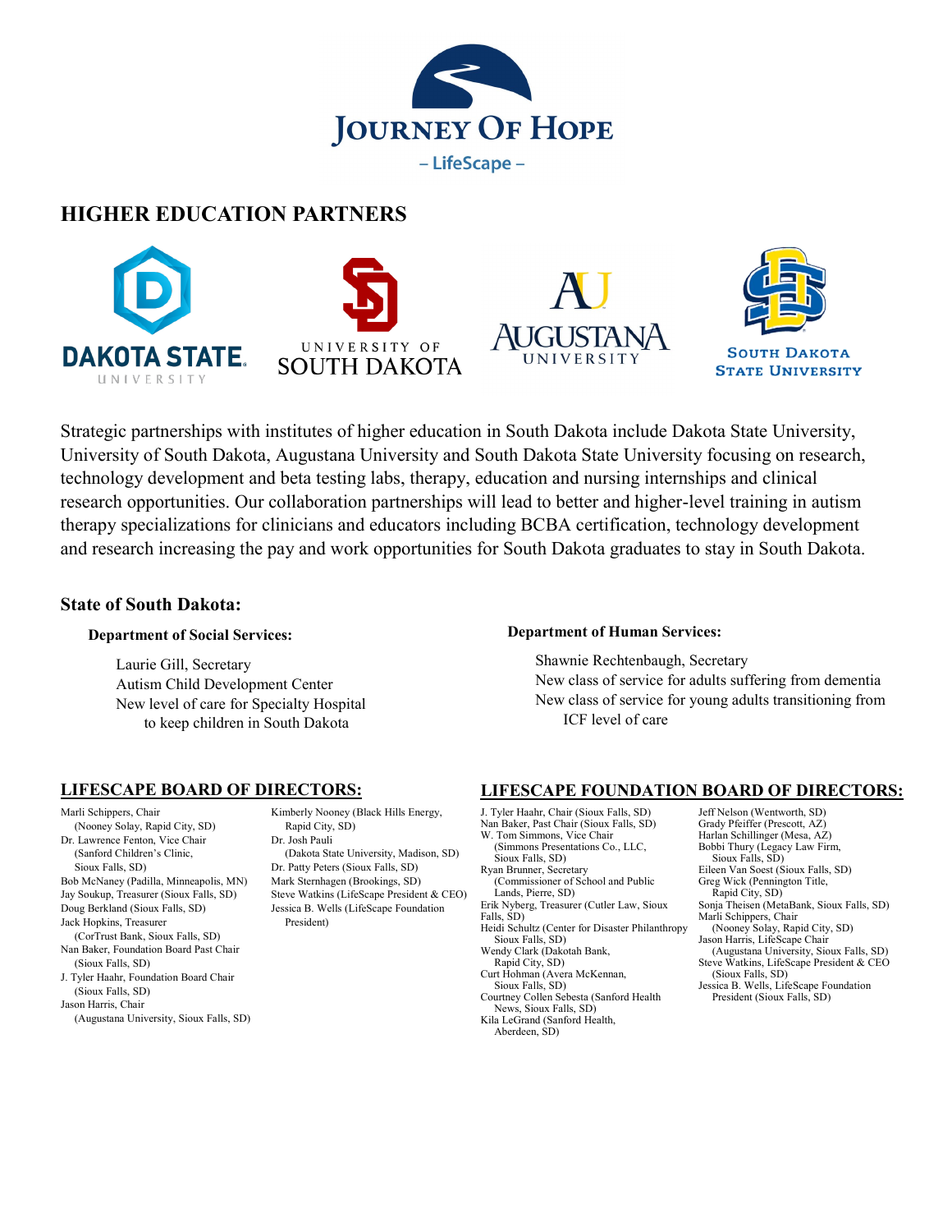# Journey Of Hope

– LifeScape –

## HIGHER EDUCATION PARTNERS

DAKOTA STATE UNIVERSITY | UNIVERSITY OF SOUTH DAKOTA | AUGUSTANA UNIVERSITY | SOUTH DAKOTA STATE UNIVERSITY

Strategic partnerships with institutes of higher education in South Dakota include Dakota State University, University of South Dakota, Augustana University and South Dakota State University focusing on research, technology development and beta testing labs, therapy, education and nursing internships and clinical research opportunities. Our collaboration partnerships will lead to better and higher-level training in autism therapy specializations for clinicians and educators including BCBA certification, technology development and research increasing the pay and work opportunities for South Dakota graduates to stay in South Dakota.

### State of South Dakota:

**Department of Social Services:**

Laurie Gill, Secretary
Autism Child Development Center
New level of care for Specialty Hospital to keep children in South Dakota

**Department of Human Services:**

Shawnie Rechtenbaugh, Secretary
New class of service for adults suffering from dementia
New class of service for young adults transitioning from ICF level of care

### LIFESCAPE BOARD OF DIRECTORS:

Marli Schippers, Chair (Nooney Solay, Rapid City, SD)
Dr. Lawrence Fenton, Vice Chair (Sanford Children's Clinic, Sioux Falls, SD)
Bob McNaney (Padilla, Minneapolis, MN)
Jay Soukup, Treasurer (Sioux Falls, SD)
Doug Berkland (Sioux Falls, SD)
Jack Hopkins, Treasurer (CorTrust Bank, Sioux Falls, SD)
Nan Baker, Foundation Board Past Chair (Sioux Falls, SD)
J. Tyler Haahr, Foundation Board Chair (Sioux Falls, SD)
Jason Harris, Chair (Augustana University, Sioux Falls, SD)
Kimberly Nooney (Black Hills Energy, Rapid City, SD)
Dr. Josh Pauli (Dakota State University, Madison, SD)
Dr. Patty Peters (Sioux Falls, SD)
Mark Sternhagen (Brookings, SD)
Steve Watkins (LifeScape President & CEO)
Jessica B. Wells (LifeScape Foundation President)

### LIFESCAPE FOUNDATION BOARD OF DIRECTORS:

J. Tyler Haahr, Chair (Sioux Falls, SD)
Nan Baker, Past Chair (Sioux Falls, SD)
W. Tom Simmons, Vice Chair (Simmons Presentations Co., LLC, Sioux Falls, SD)
Ryan Brunner, Secretary (Commissioner of School and Public Lands, Pierre, SD)
Erik Nyberg, Treasurer (Cutler Law, Sioux Falls, SD)
Heidi Schultz (Center for Disaster Philanthropy Sioux Falls, SD)
Wendy Clark (Dakotah Bank, Rapid City, SD)
Curt Hohman (Avera McKennan, Sioux Falls, SD)
Courtney Collen Sebesta (Sanford Health News, Sioux Falls, SD)
Kila LeGrand (Sanford Health, Aberdeen, SD)
Jeff Nelson (Wentworth, SD)
Grady Pfeiffer (Prescott, AZ)
Harlan Schillinger (Mesa, AZ)
Bobbi Thury (Legacy Law Firm, Sioux Falls, SD)
Eileen Van Soest (Sioux Falls, SD)
Greg Wick (Pennington Title, Rapid City, SD)
Sonja Theisen (MetaBank, Sioux Falls, SD)
Marli Schippers, Chair (Nooney Solay, Rapid City, SD)
Jason Harris, LifeScape Chair (Augustana University, Sioux Falls, SD)
Steve Watkins, LifeScape President & CEO (Sioux Falls, SD)
Jessica B. Wells, LifeScape Foundation President (Sioux Falls, SD)